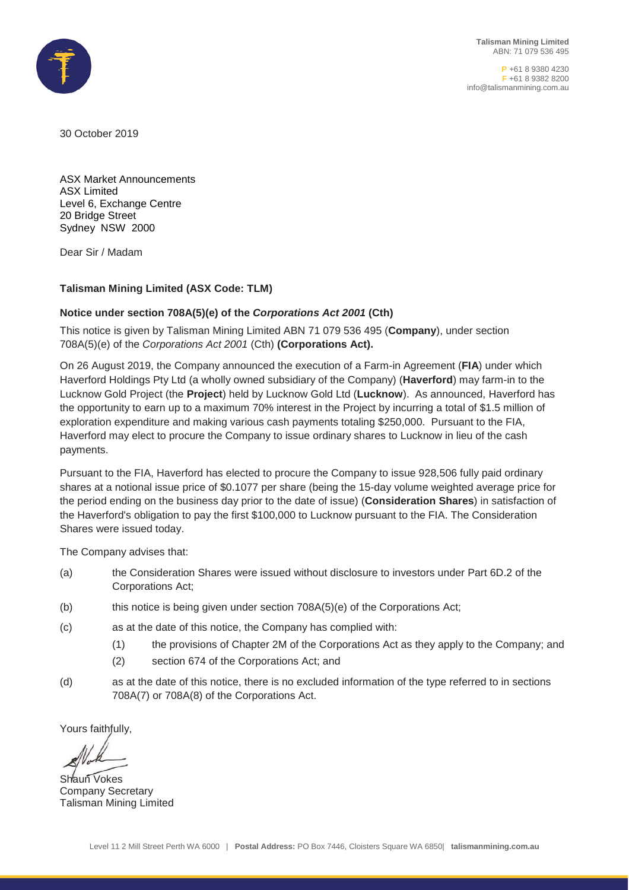**Talisman Mining Limited**
ABN: 71 079 536 495

P +61 8 9380 4230
F +61 8 9382 8200
info@talismanmining.com.au

30 October 2019

ASX Market Announcements
ASX Limited
Level 6, Exchange Centre
20 Bridge Street
Sydney NSW 2000

Dear Sir / Madam

**Talisman Mining Limited (ASX Code: TLM)**

**Notice under section 708A(5)(e) of the *Corporations Act 2001* (Cth)**

This notice is given by Talisman Mining Limited ABN 71 079 536 495 (**Company**), under section 708A(5)(e) of the *Corporations Act 2001* (Cth) **(Corporations Act).**

On 26 August 2019, the Company announced the execution of a Farm-in Agreement (**FIA**) under which Haverford Holdings Pty Ltd (a wholly owned subsidiary of the Company) (**Haverford**) may farm-in to the Lucknow Gold Project (the **Project**) held by Lucknow Gold Ltd (**Lucknow**). As announced, Haverford has the opportunity to earn up to a maximum 70% interest in the Project by incurring a total of $1.5 million of exploration expenditure and making various cash payments totaling $250,000. Pursuant to the FIA, Haverford may elect to procure the Company to issue ordinary shares to Lucknow in lieu of the cash payments.

Pursuant to the FIA, Haverford has elected to procure the Company to issue 928,506 fully paid ordinary shares at a notional issue price of $0.1077 per share (being the 15-day volume weighted average price for the period ending on the business day prior to the date of issue) (**Consideration Shares**) in satisfaction of the Haverford's obligation to pay the first $100,000 to Lucknow pursuant to the FIA. The Consideration Shares were issued today.

The Company advises that:

(a) the Consideration Shares were issued without disclosure to investors under Part 6D.2 of the Corporations Act;

(b) this notice is being given under section 708A(5)(e) of the Corporations Act;

(c) as at the date of this notice, the Company has complied with:

   (1) the provisions of Chapter 2M of the Corporations Act as they apply to the Company; and

   (2) section 674 of the Corporations Act; and

(d) as at the date of this notice, there is no excluded information of the type referred to in sections 708A(7) or 708A(8) of the Corporations Act.

Yours faithfully,

Shaun Vokes
Company Secretary
Talisman Mining Limited

Level 11 2 Mill Street Perth WA 6000 | **Postal Address:** PO Box 7446, Cloisters Square WA 6850| **talismanmining.com.au**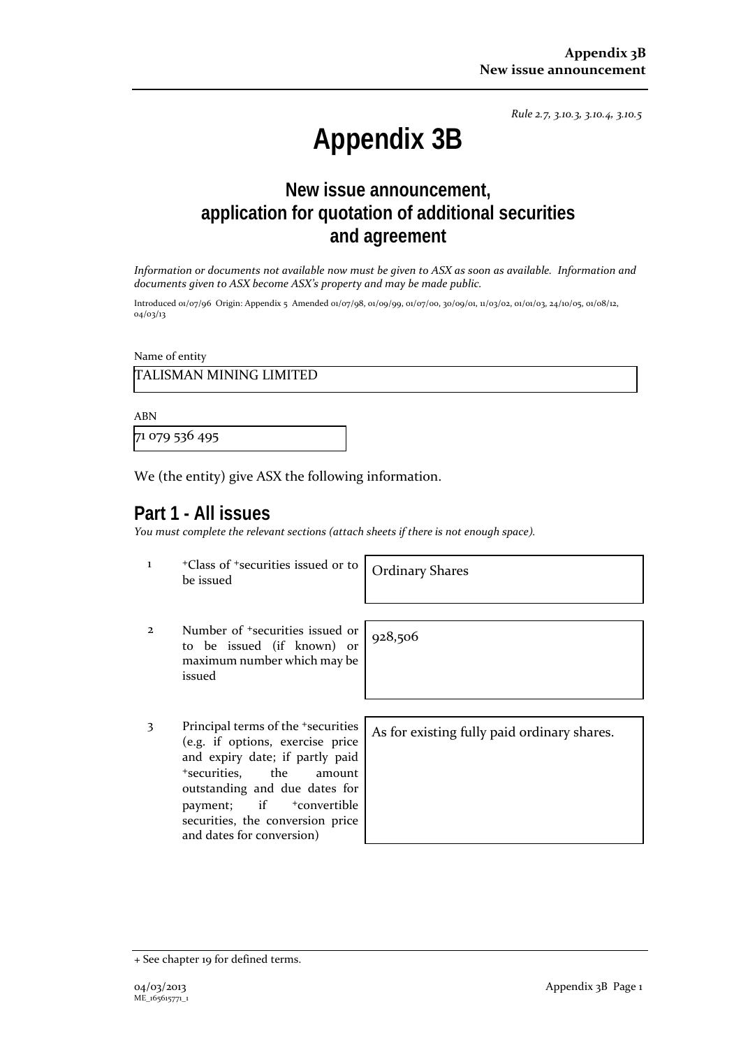*Rule 2.7, 3.10.3, 3.10.4, 3.10.5*

# Appendix 3B

## New issue announcement, application for quotation of additional securities and agreement

*Information or documents not available now must be given to ASX as soon as available. Information and documents given to ASX become ASX's property and may be made public.*

Introduced 01/07/96 Origin: Appendix 5 Amended 01/07/98, 01/09/99, 01/07/00, 30/09/01, 11/03/02, 01/01/03, 24/10/05, 01/08/12, 04/03/13

Name of entity

TALISMAN MINING LIMITED

ABN

71 079 536 495

We (the entity) give ASX the following information.

## Part 1 - All issues

*You must complete the relevant sections (attach sheets if there is not enough space).*

| | | |
|---|---|---|
| 1 | +Class of +securities issued or to be issued | Ordinary Shares |
| 2 | Number of +securities issued or to be issued (if known) or maximum number which may be issued | 928,506 |
| 3 | Principal terms of the +securities (e.g. if options, exercise price and expiry date; if partly paid +securities, the amount outstanding and due dates for payment; if +convertible securities, the conversion price and dates for conversion) | As for existing fully paid ordinary shares. |

+ See chapter 19 for defined terms.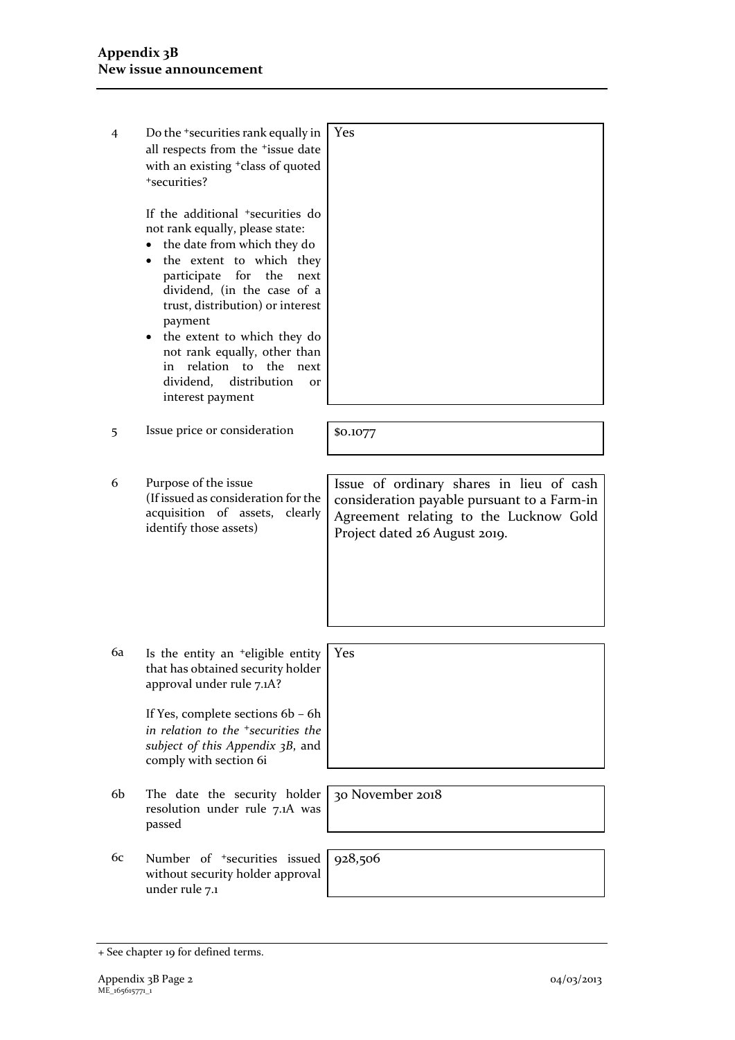| | | |
|---|---|---|
| 4 | Do the +securities rank equally in all respects from the +issue date with an existing +class of quoted +securities?<br><br>If the additional +securities do not rank equally, please state:<br>• the date from which they do<br>• the extent to which they participate for the next dividend, (in the case of a trust, distribution) or interest payment<br>• the extent to which they do not rank equally, other than in relation to the next dividend, distribution or interest payment | Yes |
| 5 | Issue price or consideration | $0.1077 |
| 6 | Purpose of the issue<br>(If issued as consideration for the acquisition of assets, clearly identify those assets) | Issue of ordinary shares in lieu of cash consideration payable pursuant to a Farm-in Agreement relating to the Lucknow Gold Project dated 26 August 2019. |
| 6a | Is the entity an +eligible entity that has obtained security holder approval under rule 7.1A?<br><br>If Yes, complete sections 6b – 6h *in relation to the +securities the subject of this Appendix 3B*, and comply with section 6i | Yes |
| 6b | The date the security holder resolution under rule 7.1A was passed | 30 November 2018 |
| 6c | Number of +securities issued without security holder approval under rule 7.1 | 928,506 |

+ See chapter 19 for defined terms.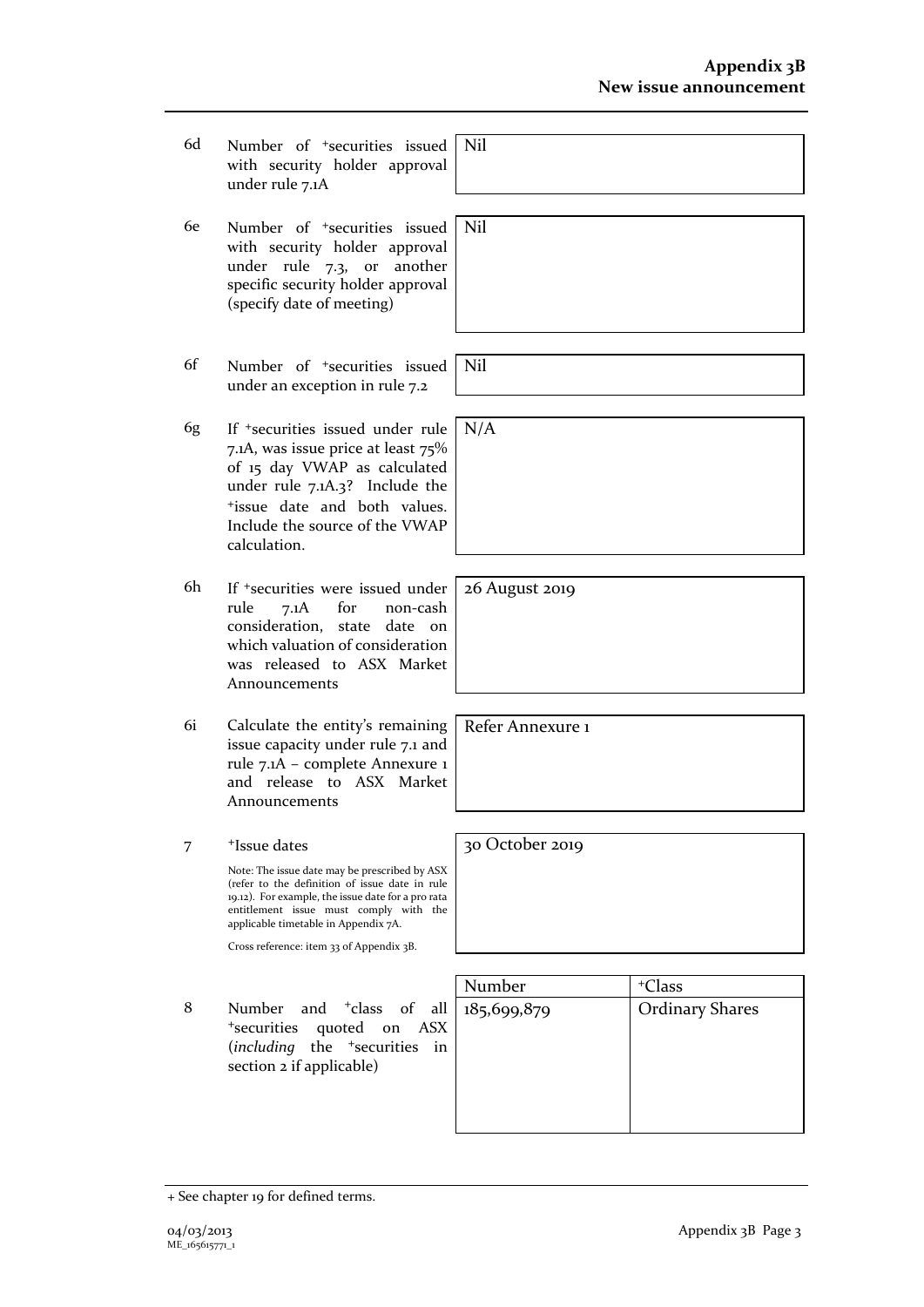| | | |
|---|---|---|
| 6d | Number of +securities issued with security holder approval under rule 7.1A | Nil |
| 6e | Number of +securities issued with security holder approval under rule 7.3, or another specific security holder approval (specify date of meeting) | Nil |
| 6f | Number of +securities issued under an exception in rule 7.2 | Nil |
| 6g | If +securities issued under rule 7.1A, was issue price at least 75% of 15 day VWAP as calculated under rule 7.1A.3? Include the +issue date and both values. Include the source of the VWAP calculation. | N/A |
| 6h | If +securities were issued under rule 7.1A for non-cash consideration, state date on which valuation of consideration was released to ASX Market Announcements | 26 August 2019 |
| 6i | Calculate the entity's remaining issue capacity under rule 7.1 and rule 7.1A – complete Annexure 1 and release to ASX Market Announcements | Refer Annexure 1 |
| 7 | +Issue dates<br><br>Note: The issue date may be prescribed by ASX (refer to the definition of issue date in rule 19.12). For example, the issue date for a pro rata entitlement issue must comply with the applicable timetable in Appendix 7A.<br><br>Cross reference: item 33 of Appendix 3B. | 30 October 2019 |

| | | Number | +Class |
|---|---|---|---|
| 8 | Number and +class of all +securities quoted on ASX (*including* the +securities in section 2 if applicable) | 185,699,879 | Ordinary Shares |

+ See chapter 19 for defined terms.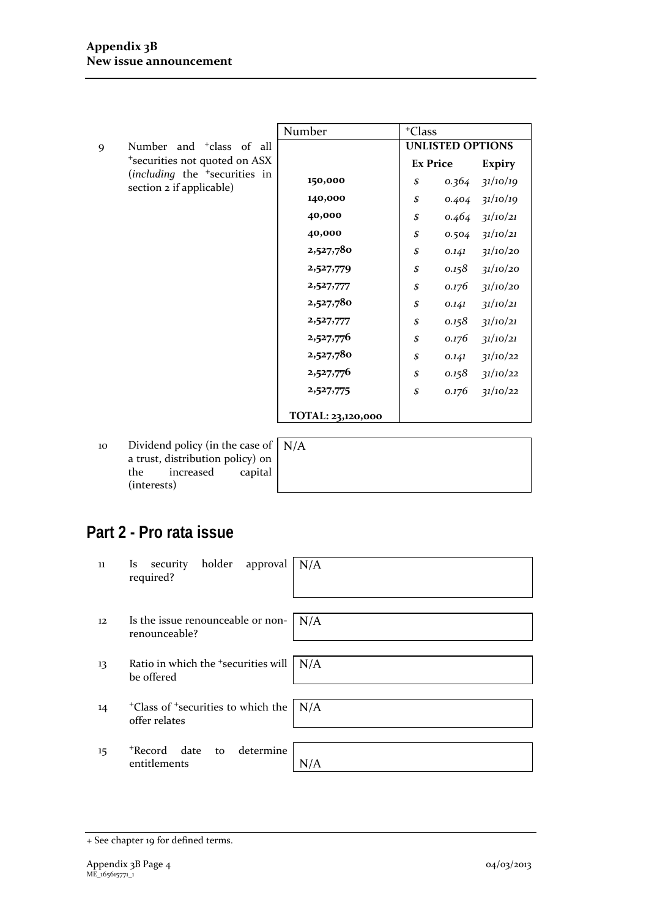| | | Number | +Class | | |
|---|---|---|---|---|---|
| 9 | Number and +class of all +securities not quoted on ASX (*including* the +securities in section 2 if applicable) | | **UNLISTED OPTIONS** | | |
| | | | **Ex Price** | | **Expiry** |
| | | **150,000** | *$* | *0.364* | *31/10/19* |
| | | **140,000** | *$* | *0.404* | *31/10/19* |
| | | **40,000** | *$* | *0.464* | *31/10/21* |
| | | **40,000** | *$* | *0.504* | *31/10/21* |
| | | **2,527,780** | *$* | *0.141* | *31/10/20* |
| | | **2,527,779** | *$* | *0.158* | *31/10/20* |
| | | **2,527,777** | *$* | *0.176* | *31/10/20* |
| | | **2,527,780** | *$* | *0.141* | *31/10/21* |
| | | **2,527,777** | *$* | *0.158* | *31/10/21* |
| | | **2,527,776** | *$* | *0.176* | *31/10/21* |
| | | **2,527,780** | *$* | *0.141* | *31/10/22* |
| | | **2,527,776** | *$* | *0.158* | *31/10/22* |
| | | **2,527,775** | *$* | *0.176* | *31/10/22* |
| | | **TOTAL: 23,120,000** | | | |

| | | |
|---|---|---|
| 10 | Dividend policy (in the case of a trust, distribution policy) on the increased capital (interests) | N/A |

## Part 2 - Pro rata issue

| | | |
|---|---|---|
| 11 | Is security holder approval required? | N/A |
| 12 | Is the issue renounceable or non-renounceable? | N/A |
| 13 | Ratio in which the +securities will be offered | N/A |
| 14 | +Class of +securities to which the offer relates | N/A |
| 15 | +Record date to determine entitlements | N/A |

+ See chapter 19 for defined terms.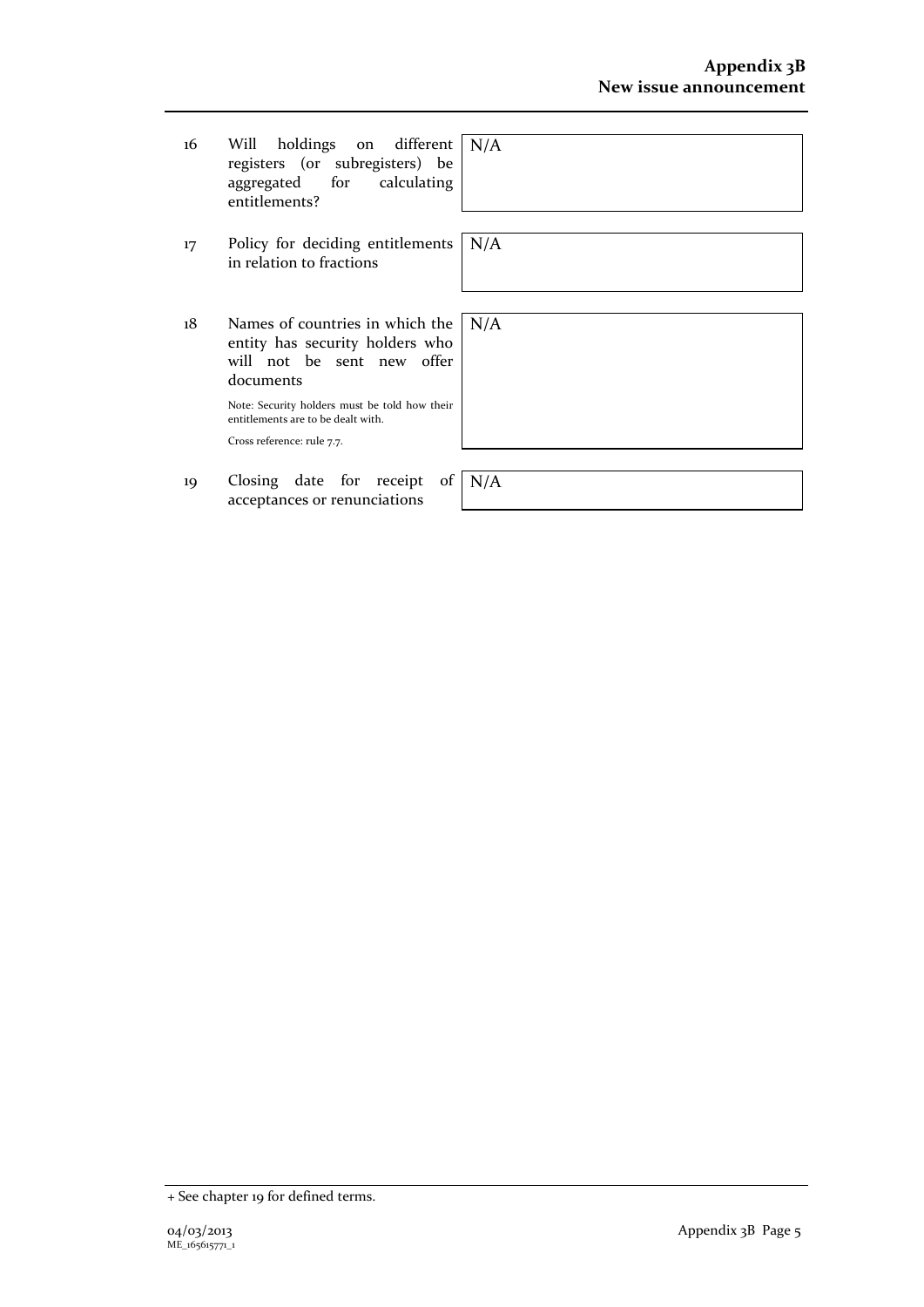| | | |
|---|---|---|
| 16 | Will holdings on different registers (or subregisters) be aggregated for calculating entitlements? | N/A |
| 17 | Policy for deciding entitlements in relation to fractions | N/A |
| 18 | Names of countries in which the entity has security holders who will not be sent new offer documents<br><br>Note: Security holders must be told how their entitlements are to be dealt with.<br><br>Cross reference: rule 7.7. | N/A |
| 19 | Closing date for receipt of acceptances or renunciations | N/A |

+ See chapter 19 for defined terms.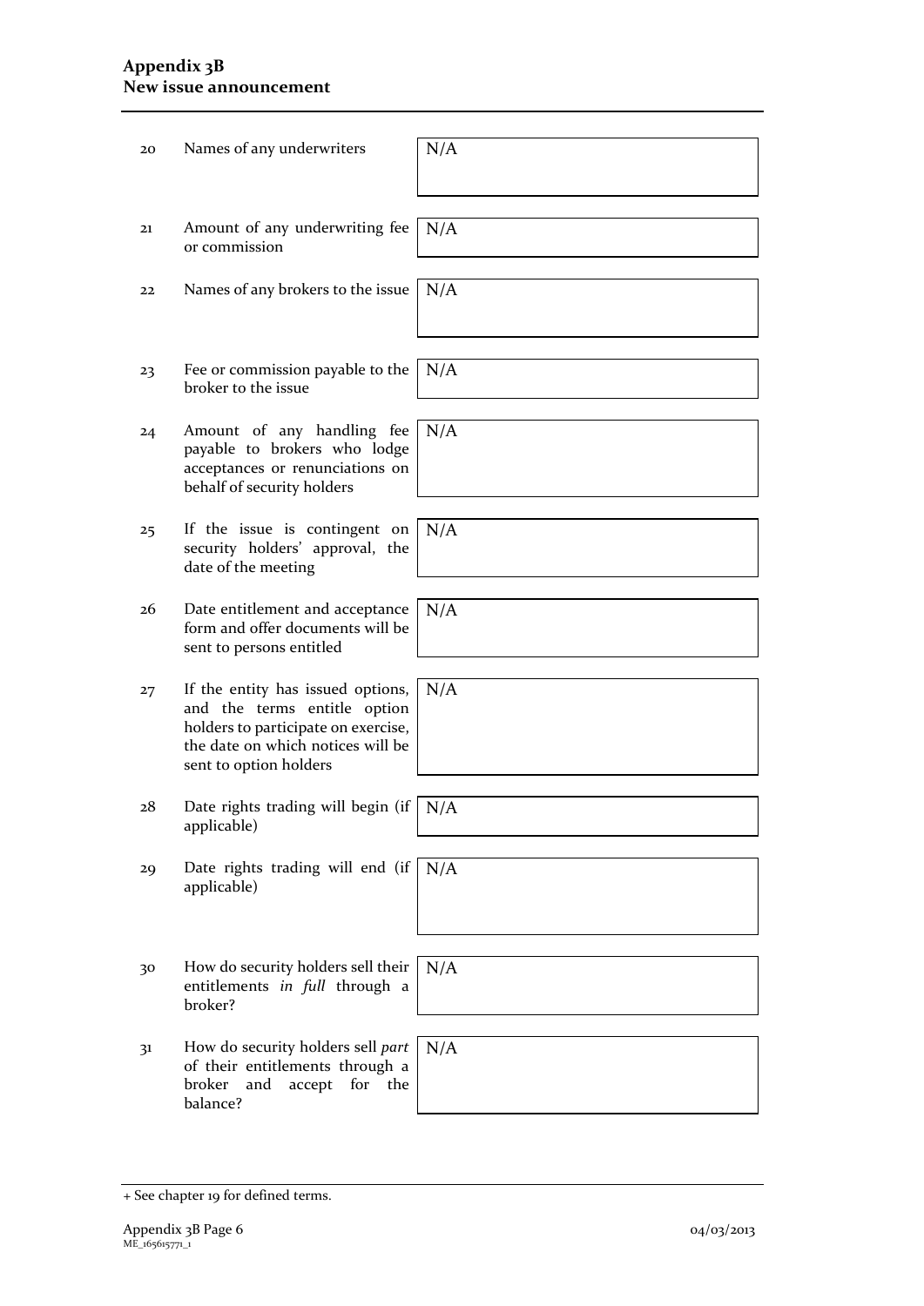| | | |
|---|---|---|
| 20 | Names of any underwriters | N/A |
| 21 | Amount of any underwriting fee or commission | N/A |
| 22 | Names of any brokers to the issue | N/A |
| 23 | Fee or commission payable to the broker to the issue | N/A |
| 24 | Amount of any handling fee payable to brokers who lodge acceptances or renunciations on behalf of security holders | N/A |
| 25 | If the issue is contingent on security holders' approval, the date of the meeting | N/A |
| 26 | Date entitlement and acceptance form and offer documents will be sent to persons entitled | N/A |
| 27 | If the entity has issued options, and the terms entitle option holders to participate on exercise, the date on which notices will be sent to option holders | N/A |
| 28 | Date rights trading will begin (if applicable) | N/A |
| 29 | Date rights trading will end (if applicable) | N/A |
| 30 | How do security holders sell their entitlements *in full* through a broker? | N/A |
| 31 | How do security holders sell *part* of their entitlements through a broker and accept for the balance? | N/A |

+ See chapter 19 for defined terms.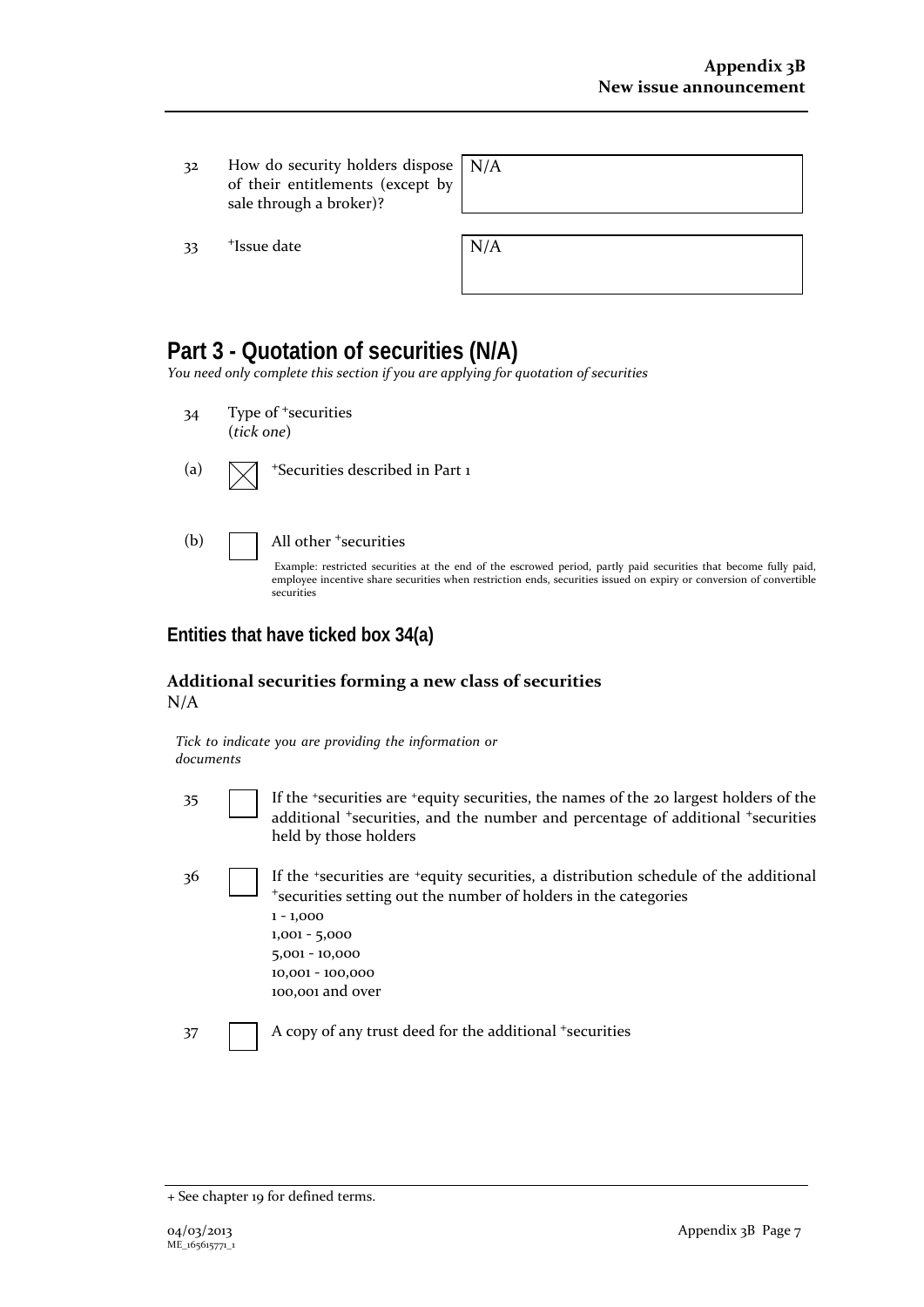| | | |
|---|---|---|
| 32 | How do security holders dispose of their entitlements (except by sale through a broker)? | N/A |
| 33 | +Issue date | N/A |

## Part 3 - Quotation of securities (N/A)

*You need only complete this section if you are applying for quotation of securities*

34 Type of +securities
(*tick one*)

(a) ☒ +Securities described in Part 1

(b) ☐ All other +securities

Example: restricted securities at the end of the escrowed period, partly paid securities that become fully paid, employee incentive share securities when restriction ends, securities issued on expiry or conversion of convertible securities

### Entities that have ticked box 34(a)

**Additional securities forming a new class of securities**
N/A

*Tick to indicate you are providing the information or documents*

35 ☐ If the +securities are +equity securities, the names of the 20 largest holders of the additional +securities, and the number and percentage of additional +securities held by those holders

36 ☐ If the +securities are +equity securities, a distribution schedule of the additional +securities setting out the number of holders in the categories
1 - 1,000
1,001 - 5,000
5,001 - 10,000
10,001 - 100,000
100,001 and over

37 ☐ A copy of any trust deed for the additional +securities

+ See chapter 19 for defined terms.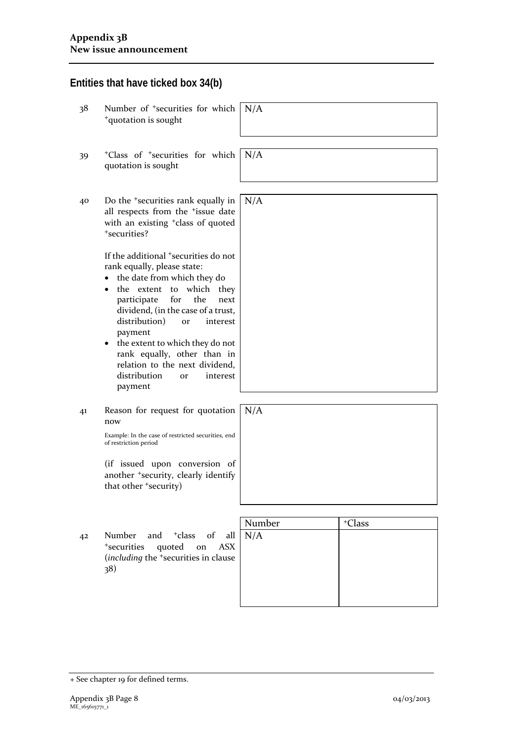## Entities that have ticked box 34(b)

| | | |
|---|---|---|
| 38 | Number of +securities for which +quotation is sought | N/A |
| 39 | +Class of +securities for which quotation is sought | N/A |
| 40 | Do the +securities rank equally in all respects from the +issue date with an existing +class of quoted +securities?<br><br>If the additional +securities do not rank equally, please state:<br>• the date from which they do<br>• the extent to which they participate for the next dividend, (in the case of a trust, distribution) or interest payment<br>• the extent to which they do not rank equally, other than in relation to the next dividend, distribution or interest payment | N/A |
| 41 | Reason for request for quotation now<br><br>Example: In the case of restricted securities, end of restriction period<br><br>(if issued upon conversion of another +security, clearly identify that other +security) | N/A |

| | | Number | +Class |
|---|---|---|---|
| 42 | Number and +class of all +securities quoted on ASX (*including* the +securities in clause 38) | N/A | |

+ See chapter 19 for defined terms.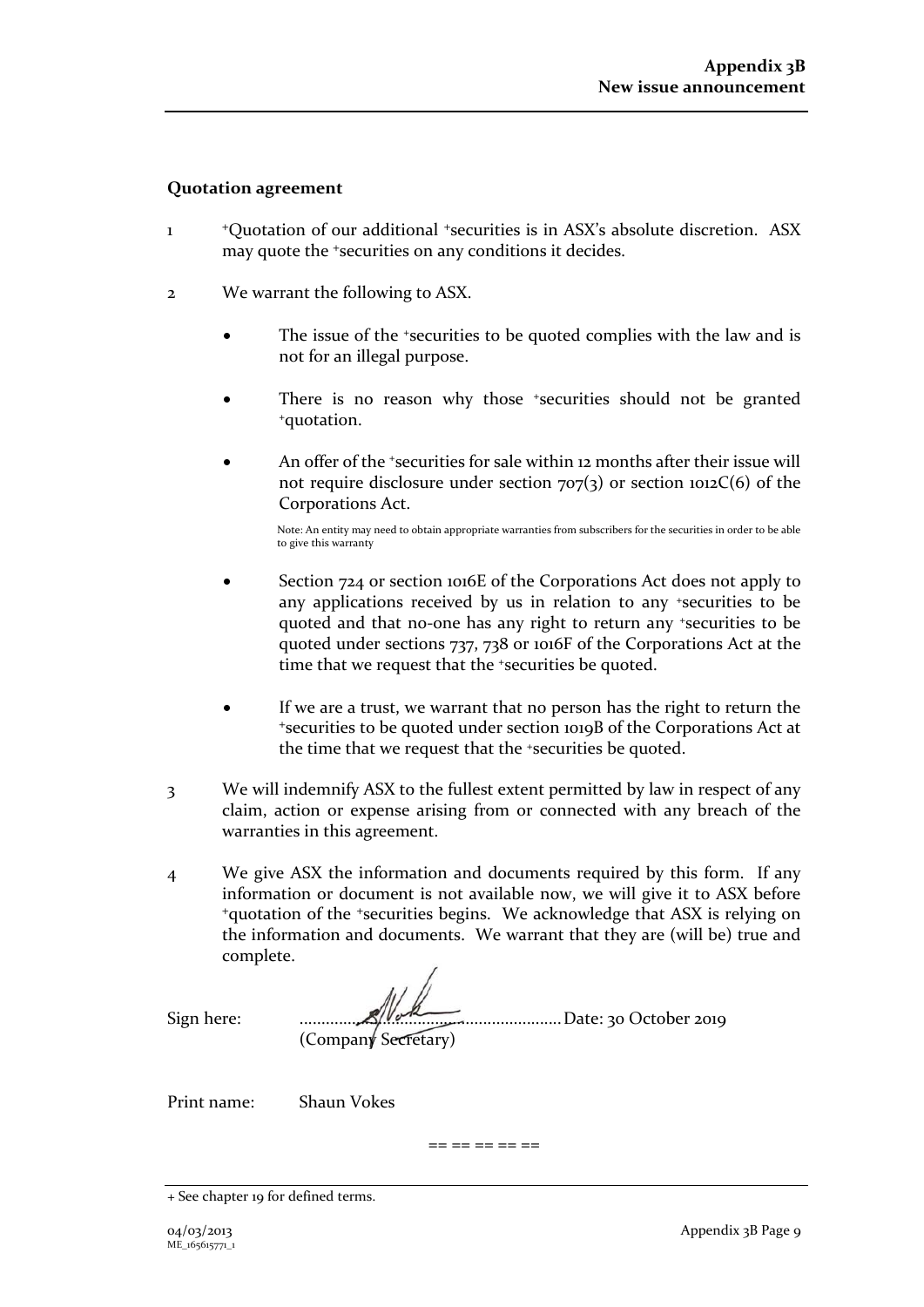## Quotation agreement

1 [+]Quotation of our additional [+]securities is in ASX's absolute discretion. ASX may quote the [+]securities on any conditions it decides.

2 We warrant the following to ASX.

- The issue of the [+]securities to be quoted complies with the law and is not for an illegal purpose.

- There is no reason why those [+]securities should not be granted [+]quotation.

- An offer of the [+]securities for sale within 12 months after their issue will not require disclosure under section 707(3) or section 1012C(6) of the Corporations Act.

  Note: An entity may need to obtain appropriate warranties from subscribers for the securities in order to be able to give this warranty

- Section 724 or section 1016E of the Corporations Act does not apply to any applications received by us in relation to any [+]securities to be quoted and that no-one has any right to return any [+]securities to be quoted under sections 737, 738 or 1016F of the Corporations Act at the time that we request that the [+]securities be quoted.

- If we are a trust, we warrant that no person has the right to return the [+]securities to be quoted under section 1019B of the Corporations Act at the time that we request that the [+]securities be quoted.

3 We will indemnify ASX to the fullest extent permitted by law in respect of any claim, action or expense arising from or connected with any breach of the warranties in this agreement.

4 We give ASX the information and documents required by this form. If any information or document is not available now, we will give it to ASX before [+]quotation of the [+]securities begins. We acknowledge that ASX is relying on the information and documents. We warrant that they are (will be) true and complete.

Sign here: ............................................................ Date: 30 October 2019
(Company Secretary)

Print name: Shaun Vokes

== == == == ==

+ See chapter 19 for defined terms.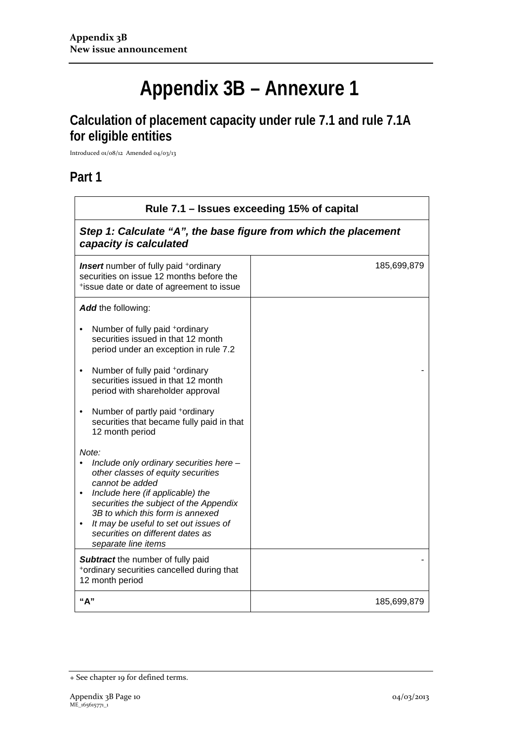# Appendix 3B – Annexure 1

## Calculation of placement capacity under rule 7.1 and rule 7.1A for eligible entities

Introduced 01/08/12 Amended 04/03/13

## Part 1

| Rule 7.1 – Issues exceeding 15% of capital | |
|---|---|
| ***Step 1: Calculate "A", the base figure from which the placement capacity is calculated*** | |
| ***Insert*** number of fully paid +ordinary securities on issue 12 months before the +issue date or date of agreement to issue | 185,699,879 |
| ***Add*** the following:<br>• Number of fully paid +ordinary securities issued in that 12 month period under an exception in rule 7.2<br>• Number of fully paid +ordinary securities issued in that 12 month period with shareholder approval<br>• Number of partly paid +ordinary securities that became fully paid in that 12 month period<br>*Note:*<br>• *Include only ordinary securities here – other classes of equity securities cannot be added*<br>• *Include here (if applicable) the securities the subject of the Appendix 3B to which this form is annexed*<br>• *It may be useful to set out issues of securities on different dates as separate line items* | - |
| ***Subtract*** the number of fully paid +ordinary securities cancelled during that 12 month period | - |
| **"A"** | 185,699,879 |

+ See chapter 19 for defined terms.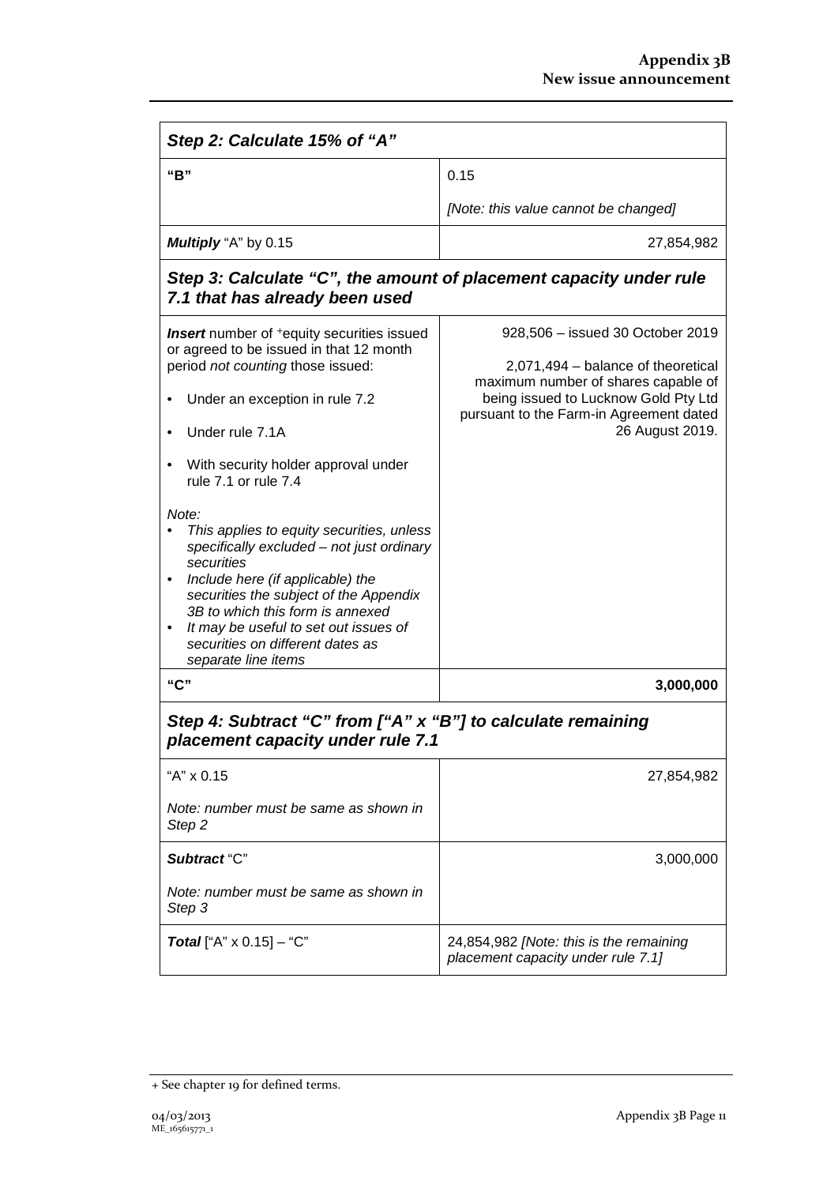| Step 2: Calculate 15% of "A" | |
|---|---|
| **"B"** | 0.15<br><br>*[Note: this value cannot be changed]* |
| ***Multiply*** "A" by 0.15 | 27,854,982 |

| Step 3: Calculate "C", the amount of placement capacity under rule 7.1 that has already been used | |
|---|---|
| ***Insert*** number of +equity securities issued or agreed to be issued in that 12 month period *not counting* those issued:<br><br>• Under an exception in rule 7.2<br>• Under rule 7.1A<br>• With security holder approval under rule 7.1 or rule 7.4<br><br>*Note:*<br>• *This applies to equity securities, unless specifically excluded – not just ordinary securities*<br>• *Include here (if applicable) the securities the subject of the Appendix 3B to which this form is annexed*<br>• *It may be useful to set out issues of securities on different dates as separate line items* | 928,506 – issued 30 October 2019<br><br>2,071,494 – balance of theoretical maximum number of shares capable of being issued to Lucknow Gold Pty Ltd pursuant to the Farm-in Agreement dated 26 August 2019. |
| **"C"** | **3,000,000** |

| Step 4: Subtract "C" from ["A" x "B"] to calculate remaining placement capacity under rule 7.1 | |
|---|---|
| "A" x 0.15<br><br>*Note: number must be same as shown in Step 2* | 27,854,982 |
| ***Subtract*** "C"<br><br>*Note: number must be same as shown in Step 3* | 3,000,000 |
| ***Total*** ["A" x 0.15] – "C" | 24,854,982 *[Note: this is the remaining placement capacity under rule 7.1]* |

+ See chapter 19 for defined terms.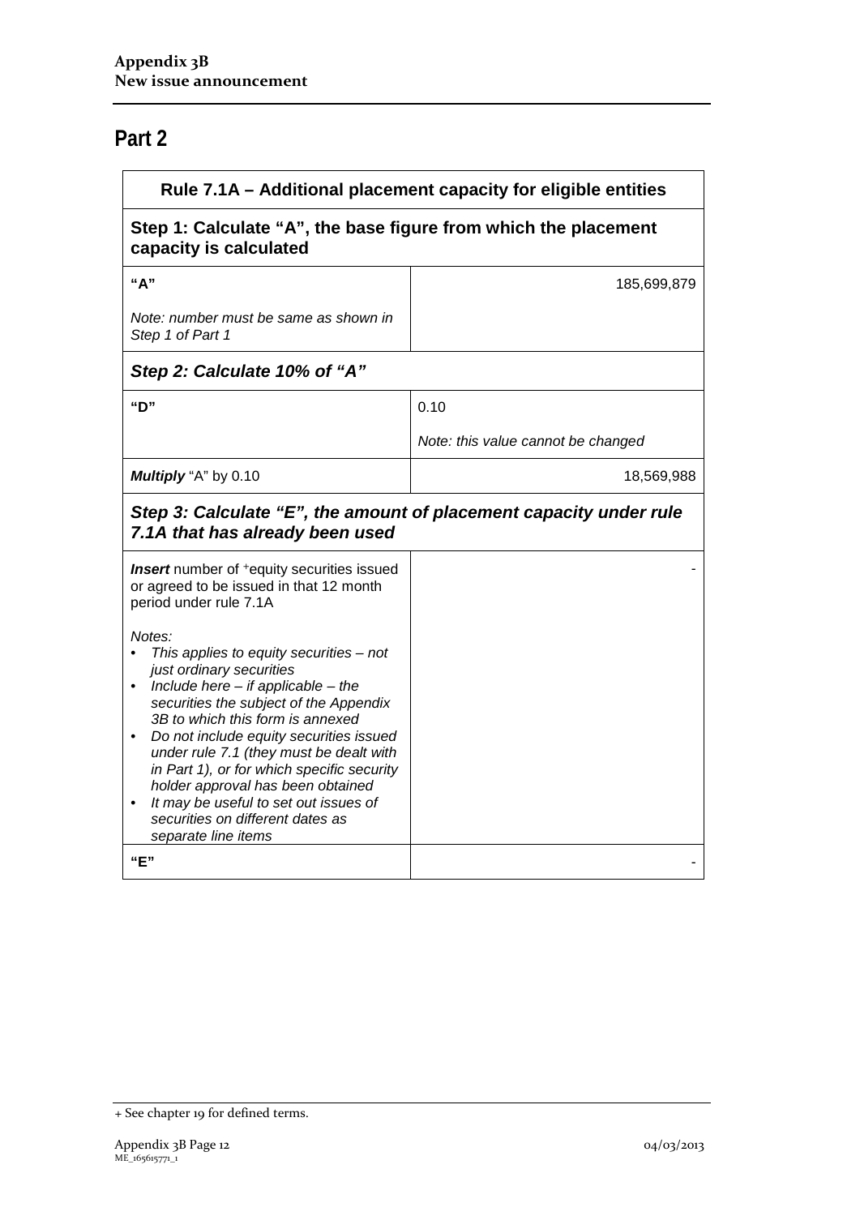## Part 2

| Rule 7.1A – Additional placement capacity for eligible entities | |
|---|---|
| **Step 1: Calculate "A", the base figure from which the placement capacity is calculated** | |
| **"A"**<br><br>*Note: number must be same as shown in Step 1 of Part 1* | 185,699,879 |
| ***Step 2: Calculate 10% of "A"*** | |
| **"D"** | 0.10<br><br>*Note: this value cannot be changed* |
| ***Multiply*** "A" by 0.10 | 18,569,988 |
| ***Step 3: Calculate "E", the amount of placement capacity under rule 7.1A that has already been used*** | |
| ***Insert*** number of +equity securities issued or agreed to be issued in that 12 month period under rule 7.1A<br><br>*Notes:*<br>• *This applies to equity securities – not just ordinary securities*<br>• *Include here – if applicable – the securities the subject of the Appendix 3B to which this form is annexed*<br>• *Do not include equity securities issued under rule 7.1 (they must be dealt with in Part 1), or for which specific security holder approval has been obtained*<br>• *It may be useful to set out issues of securities on different dates as separate line items* | - |
| **"E"** | - |

+ See chapter 19 for defined terms.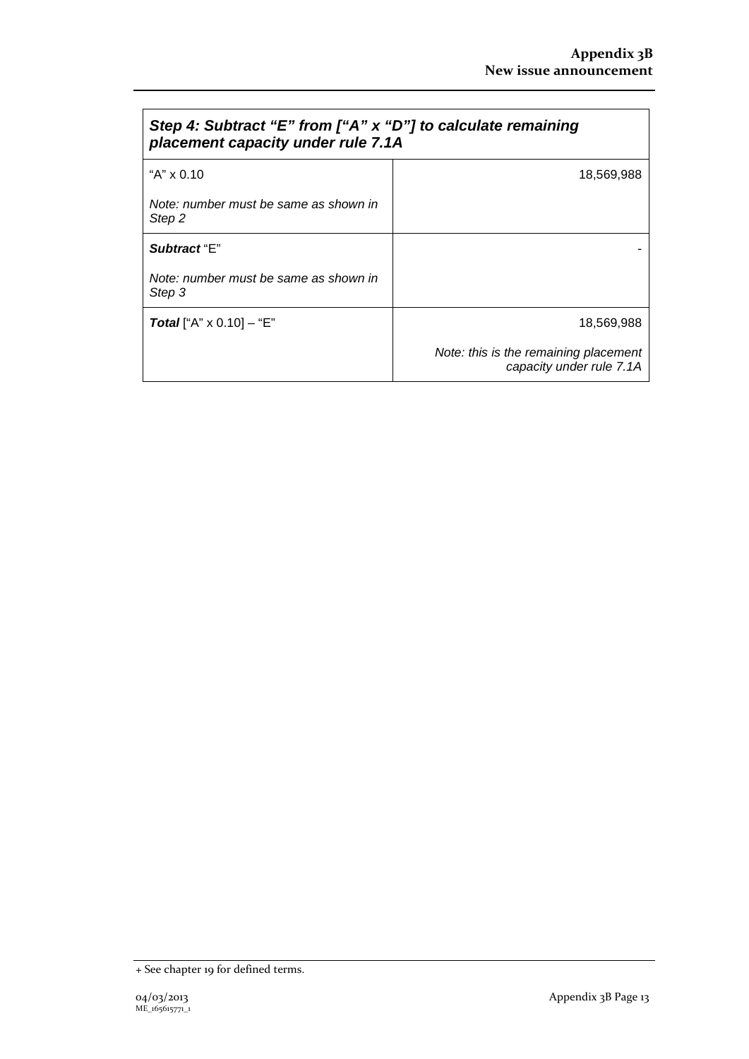| ***Step 4: Subtract "E" from ["A" x "D"] to calculate remaining placement capacity under rule 7.1A*** | |
|---|---|
| "A" x 0.10<br><br>*Note: number must be same as shown in Step 2* | 18,569,988 |
| ***Subtract*** "E"<br><br>*Note: number must be same as shown in Step 3* | - |
| ***Total*** ["A" x 0.10] – "E" | 18,569,988<br><br>*Note: this is the remaining placement capacity under rule 7.1A* |

+ See chapter 19 for defined terms.

04/03/2013
ME_165615771_1

Appendix 3B Page 13